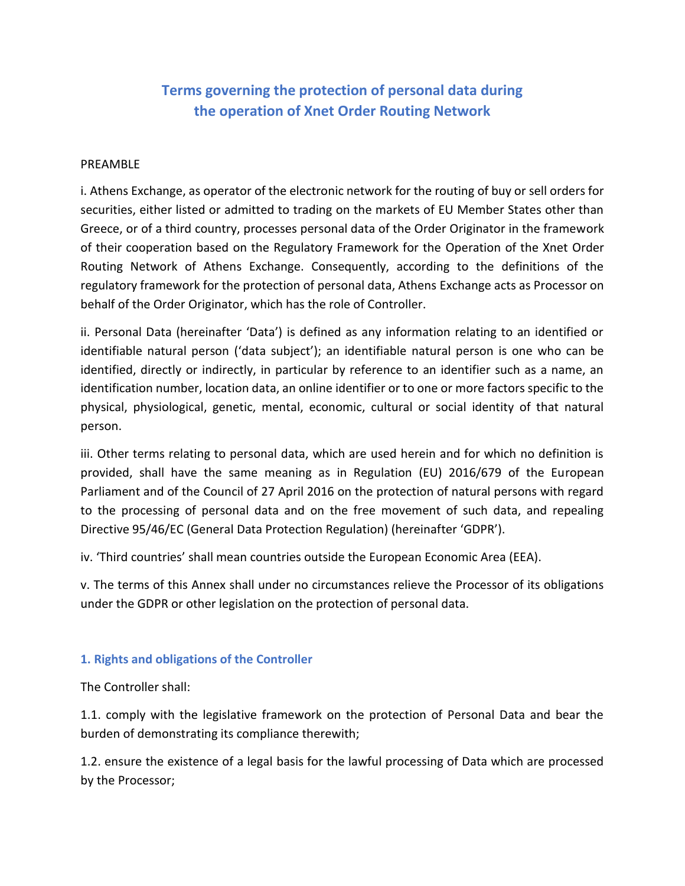# Terms governing the protection of personal data during the operation of Xnet Order Routing Network

PREAMBLE

i. Athens Exchange, as operator of the electronic network for the routing of buy or sell orders for securities, either listed or admitted to trading on the markets of EU Member States other than Greece, or of a third country, processes personal data of the Order Originator in the framework of their cooperation based on the Regulatory Framework for the Operation of the Xnet Order Routing Network of Athens Exchange. Consequently, according to the definitions of the regulatory framework for the protection of personal data, Athens Exchange acts as Processor on behalf of the Order Originator, which has the role of Controller.

ii. Personal Data (hereinafter 'Data') is defined as any information relating to an identified or identifiable natural person ('data subject'); an identifiable natural person is one who can be identified, directly or indirectly, in particular by reference to an identifier such as a name, an identification number, location data, an online identifier or to one or more factors specific to the physical, physiological, genetic, mental, economic, cultural or social identity of that natural person.

iii. Other terms relating to personal data, which are used herein and for which no definition is provided, shall have the same meaning as in Regulation (EU) 2016/679 of the European Parliament and of the Council of 27 April 2016 on the protection of natural persons with regard to the processing of personal data and on the free movement of such data, and repealing Directive 95/46/EC (General Data Protection Regulation) (hereinafter 'GDPR').

iv. 'Third countries' shall mean countries outside the European Economic Area (EEA).

v. The terms of this Annex shall under no circumstances relieve the Processor of its obligations under the GDPR or other legislation on the protection of personal data.

## 1. Rights and obligations of the Controller

The Controller shall:

1.1. comply with the legislative framework on the protection of Personal Data and bear the burden of demonstrating its compliance therewith;

1.2. ensure the existence of a legal basis for the lawful processing of Data which are processed by the Processor;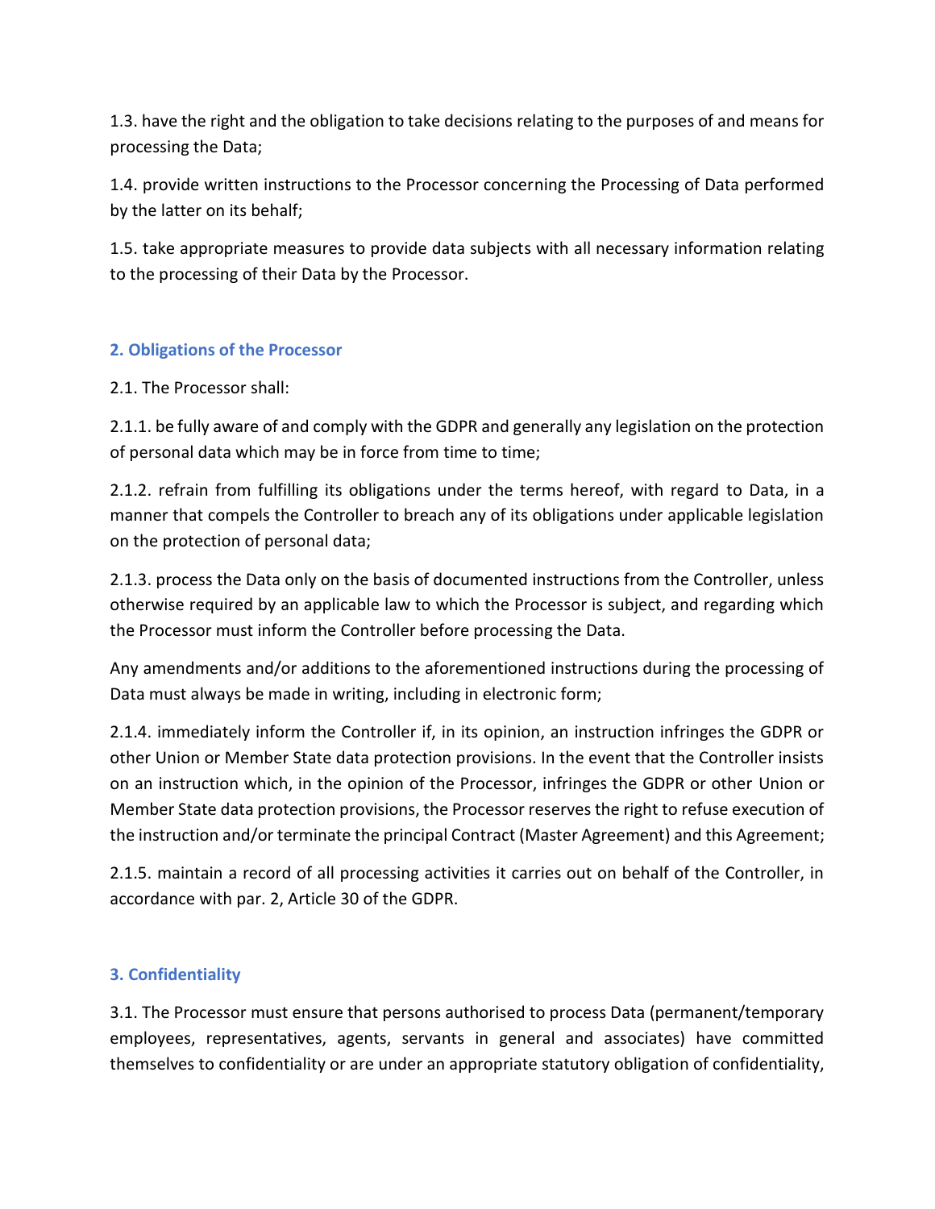1.3. have the right and the obligation to take decisions relating to the purposes of and means for processing the Data;

1.4. provide written instructions to the Processor concerning the Processing of Data performed by the latter on its behalf;

1.5. take appropriate measures to provide data subjects with all necessary information relating to the processing of their Data by the Processor.

## 2. Obligations of the Processor

2.1. The Processor shall:

2.1.1. be fully aware of and comply with the GDPR and generally any legislation on the protection of personal data which may be in force from time to time;

2.1.2. refrain from fulfilling its obligations under the terms hereof, with regard to Data, in a manner that compels the Controller to breach any of its obligations under applicable legislation on the protection of personal data;

2.1.3. process the Data only on the basis of documented instructions from the Controller, unless otherwise required by an applicable law to which the Processor is subject, and regarding which the Processor must inform the Controller before processing the Data.

Any amendments and/or additions to the aforementioned instructions during the processing of Data must always be made in writing, including in electronic form;

2.1.4. immediately inform the Controller if, in its opinion, an instruction infringes the GDPR or other Union or Member State data protection provisions. In the event that the Controller insists on an instruction which, in the opinion of the Processor, infringes the GDPR or other Union or Member State data protection provisions, the Processor reserves the right to refuse execution of the instruction and/or terminate the principal Contract (Master Agreement) and this Agreement;

2.1.5. maintain a record of all processing activities it carries out on behalf of the Controller, in accordance with par. 2, Article 30 of the GDPR.

## 3. Confidentiality

3.1. The Processor must ensure that persons authorised to process Data (permanent/temporary employees, representatives, agents, servants in general and associates) have committed themselves to confidentiality or are under an appropriate statutory obligation of confidentiality,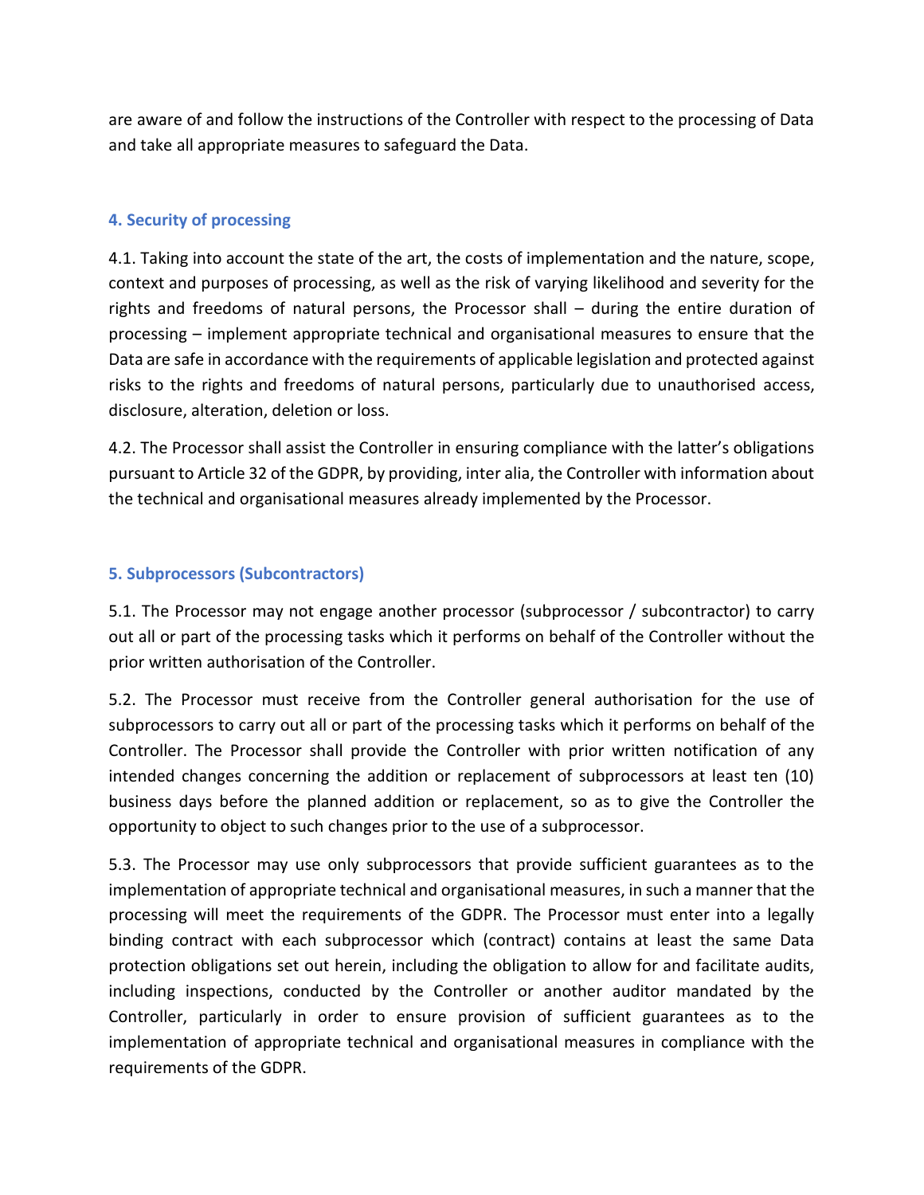are aware of and follow the instructions of the Controller with respect to the processing of Data and take all appropriate measures to safeguard the Data.

## 4. Security of processing

4.1. Taking into account the state of the art, the costs of implementation and the nature, scope, context and purposes of processing, as well as the risk of varying likelihood and severity for the rights and freedoms of natural persons, the Processor shall – during the entire duration of processing – implement appropriate technical and organisational measures to ensure that the Data are safe in accordance with the requirements of applicable legislation and protected against risks to the rights and freedoms of natural persons, particularly due to unauthorised access, disclosure, alteration, deletion or loss.

4.2. The Processor shall assist the Controller in ensuring compliance with the latter's obligations pursuant to Article 32 of the GDPR, by providing, inter alia, the Controller with information about the technical and organisational measures already implemented by the Processor.

## 5. Subprocessors (Subcontractors)

5.1. The Processor may not engage another processor (subprocessor / subcontractor) to carry out all or part of the processing tasks which it performs on behalf of the Controller without the prior written authorisation of the Controller.

5.2. The Processor must receive from the Controller general authorisation for the use of subprocessors to carry out all or part of the processing tasks which it performs on behalf of the Controller. The Processor shall provide the Controller with prior written notification of any intended changes concerning the addition or replacement of subprocessors at least ten (10) business days before the planned addition or replacement, so as to give the Controller the opportunity to object to such changes prior to the use of a subprocessor.

5.3. The Processor may use only subprocessors that provide sufficient guarantees as to the implementation of appropriate technical and organisational measures, in such a manner that the processing will meet the requirements of the GDPR. The Processor must enter into a legally binding contract with each subprocessor which (contract) contains at least the same Data protection obligations set out herein, including the obligation to allow for and facilitate audits, including inspections, conducted by the Controller or another auditor mandated by the Controller, particularly in order to ensure provision of sufficient guarantees as to the implementation of appropriate technical and organisational measures in compliance with the requirements of the GDPR.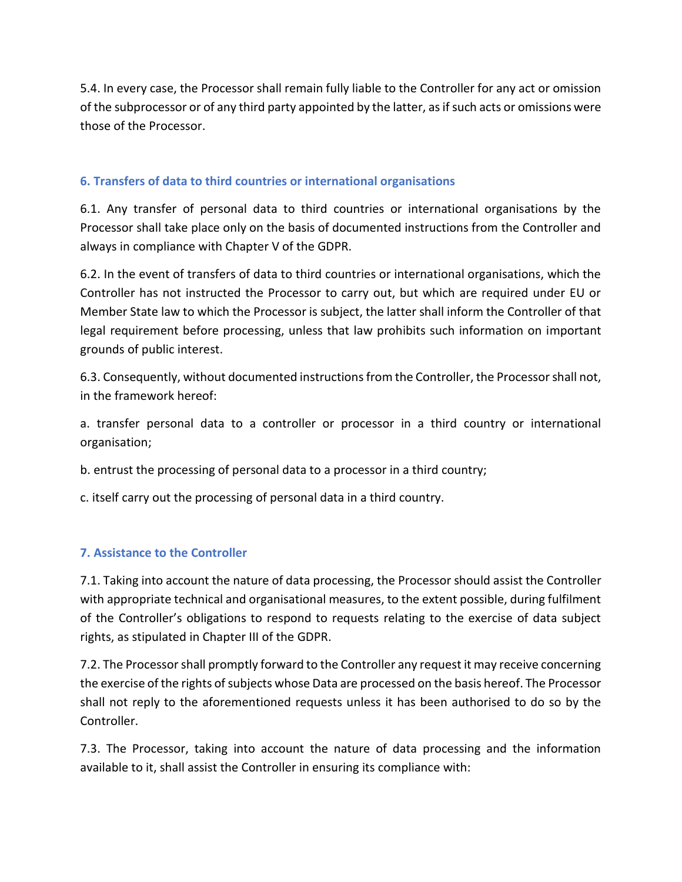5.4. In every case, the Processor shall remain fully liable to the Controller for any act or omission of the subprocessor or of any third party appointed by the latter, as if such acts or omissions were those of the Processor.

## 6. Transfers of data to third countries or international organisations

6.1. Any transfer of personal data to third countries or international organisations by the Processor shall take place only on the basis of documented instructions from the Controller and always in compliance with Chapter V of the GDPR.

6.2. In the event of transfers of data to third countries or international organisations, which the Controller has not instructed the Processor to carry out, but which are required under EU or Member State law to which the Processor is subject, the latter shall inform the Controller of that legal requirement before processing, unless that law prohibits such information on important grounds of public interest.

6.3. Consequently, without documented instructions from the Controller, the Processor shall not, in the framework hereof:

a. transfer personal data to a controller or processor in a third country or international organisation;

b. entrust the processing of personal data to a processor in a third country;

c. itself carry out the processing of personal data in a third country.

## 7. Assistance to the Controller

7.1. Taking into account the nature of data processing, the Processor should assist the Controller with appropriate technical and organisational measures, to the extent possible, during fulfilment of the Controller's obligations to respond to requests relating to the exercise of data subject rights, as stipulated in Chapter III of the GDPR.

7.2. The Processor shall promptly forward to the Controller any request it may receive concerning the exercise of the rights of subjects whose Data are processed on the basis hereof. The Processor shall not reply to the aforementioned requests unless it has been authorised to do so by the Controller.

7.3. The Processor, taking into account the nature of data processing and the information available to it, shall assist the Controller in ensuring its compliance with: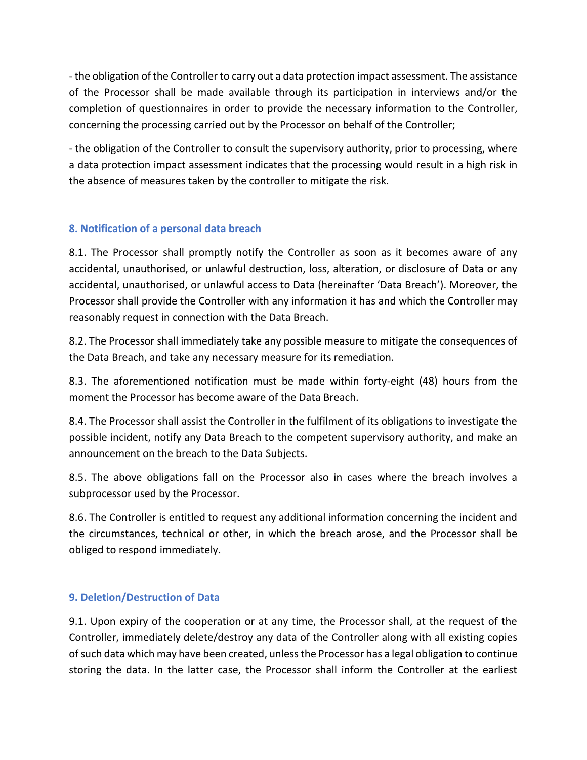- the obligation of the Controller to carry out a data protection impact assessment. The assistance of the Processor shall be made available through its participation in interviews and/or the completion of questionnaires in order to provide the necessary information to the Controller, concerning the processing carried out by the Processor on behalf of the Controller;

- the obligation of the Controller to consult the supervisory authority, prior to processing, where a data protection impact assessment indicates that the processing would result in a high risk in the absence of measures taken by the controller to mitigate the risk.

## 8. Notification of a personal data breach

8.1. The Processor shall promptly notify the Controller as soon as it becomes aware of any accidental, unauthorised, or unlawful destruction, loss, alteration, or disclosure of Data or any accidental, unauthorised, or unlawful access to Data (hereinafter 'Data Breach'). Moreover, the Processor shall provide the Controller with any information it has and which the Controller may reasonably request in connection with the Data Breach.

8.2. The Processor shall immediately take any possible measure to mitigate the consequences of the Data Breach, and take any necessary measure for its remediation.

8.3. The aforementioned notification must be made within forty-eight (48) hours from the moment the Processor has become aware of the Data Breach.

8.4. The Processor shall assist the Controller in the fulfilment of its obligations to investigate the possible incident, notify any Data Breach to the competent supervisory authority, and make an announcement on the breach to the Data Subjects.

8.5. The above obligations fall on the Processor also in cases where the breach involves a subprocessor used by the Processor.

8.6. The Controller is entitled to request any additional information concerning the incident and the circumstances, technical or other, in which the breach arose, and the Processor shall be obliged to respond immediately.

## 9. Deletion/Destruction of Data

9.1. Upon expiry of the cooperation or at any time, the Processor shall, at the request of the Controller, immediately delete/destroy any data of the Controller along with all existing copies of such data which may have been created, unless the Processor has a legal obligation to continue storing the data. In the latter case, the Processor shall inform the Controller at the earliest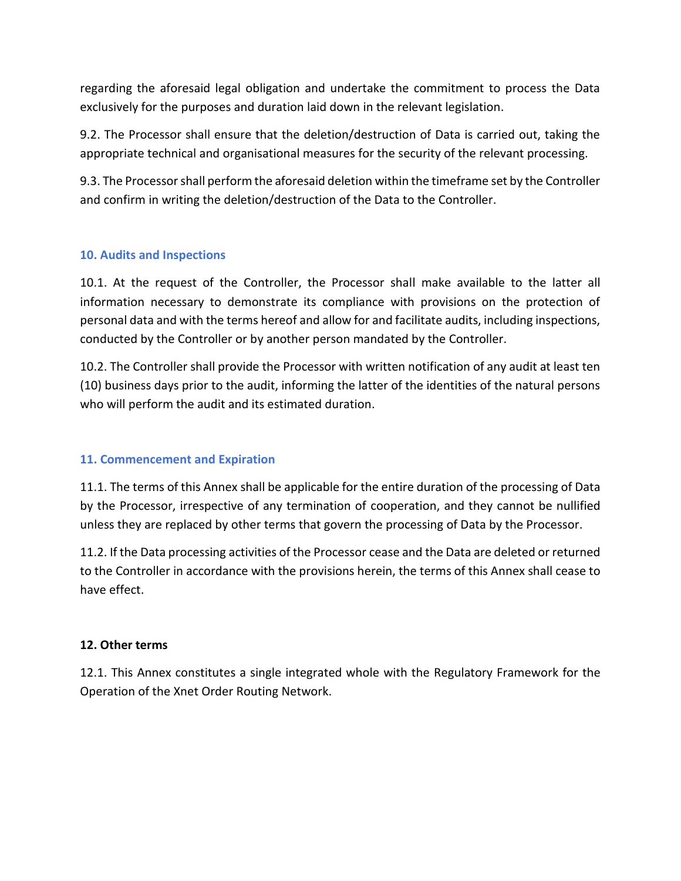regarding the aforesaid legal obligation and undertake the commitment to process the Data exclusively for the purposes and duration laid down in the relevant legislation.

9.2. The Processor shall ensure that the deletion/destruction of Data is carried out, taking the appropriate technical and organisational measures for the security of the relevant processing.

9.3. The Processor shall perform the aforesaid deletion within the timeframe set by the Controller and confirm in writing the deletion/destruction of the Data to the Controller.

## 10. Audits and Inspections

10.1. At the request of the Controller, the Processor shall make available to the latter all information necessary to demonstrate its compliance with provisions on the protection of personal data and with the terms hereof and allow for and facilitate audits, including inspections, conducted by the Controller or by another person mandated by the Controller.

10.2. The Controller shall provide the Processor with written notification of any audit at least ten (10) business days prior to the audit, informing the latter of the identities of the natural persons who will perform the audit and its estimated duration.

## 11. Commencement and Expiration

11.1. The terms of this Annex shall be applicable for the entire duration of the processing of Data by the Processor, irrespective of any termination of cooperation, and they cannot be nullified unless they are replaced by other terms that govern the processing of Data by the Processor.

11.2. If the Data processing activities of the Processor cease and the Data are deleted or returned to the Controller in accordance with the provisions herein, the terms of this Annex shall cease to have effect.

## 12. Other terms

12.1. This Annex constitutes a single integrated whole with the Regulatory Framework for the Operation of the Xnet Order Routing Network.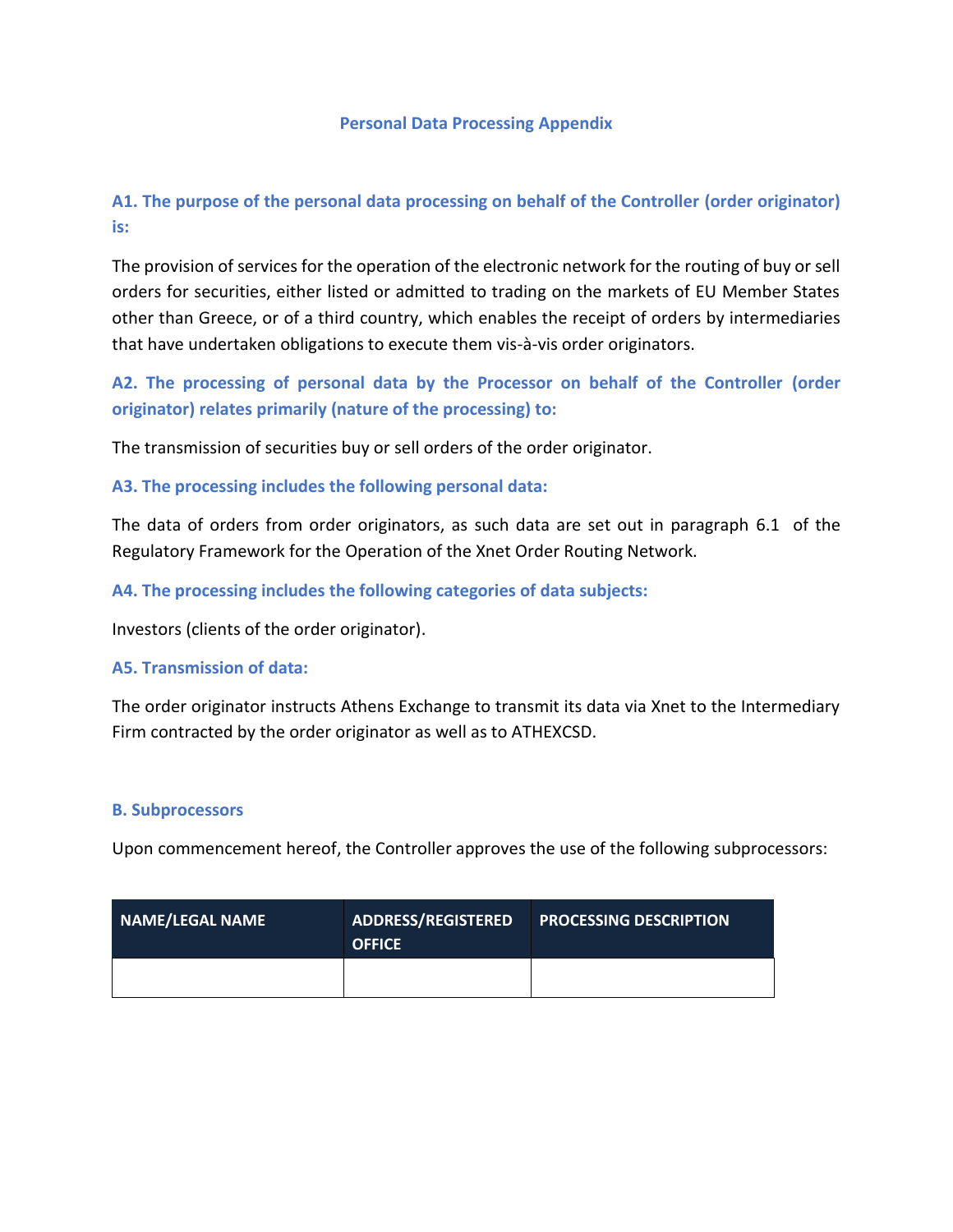# Personal Data Processing Appendix

## A1. The purpose of the personal data processing on behalf of the Controller (order originator) is:

The provision of services for the operation of the electronic network for the routing of buy or sell orders for securities, either listed or admitted to trading on the markets of EU Member States other than Greece, or of a third country, which enables the receipt of orders by intermediaries that have undertaken obligations to execute them vis-à-vis order originators.

## A2. The processing of personal data by the Processor on behalf of the Controller (order originator) relates primarily (nature of the processing) to:

The transmission of securities buy or sell orders of the order originator.

## A3. The processing includes the following personal data:

The data of orders from order originators, as such data are set out in paragraph 6.1 of the Regulatory Framework for the Operation of the Xnet Order Routing Network.

## A4. The processing includes the following categories of data subjects:

Investors (clients of the order originator).

## A5. Transmission of data:

The order originator instructs Athens Exchange to transmit its data via Xnet to the Intermediary Firm contracted by the order originator as well as to ATHEXCSD.

## B. Subprocessors

Upon commencement hereof, the Controller approves the use of the following subprocessors:

| NAME/LEGAL NAME | ADDRESS/REGISTERED OFFICE | PROCESSING DESCRIPTION |
|---|---|---|
| | | |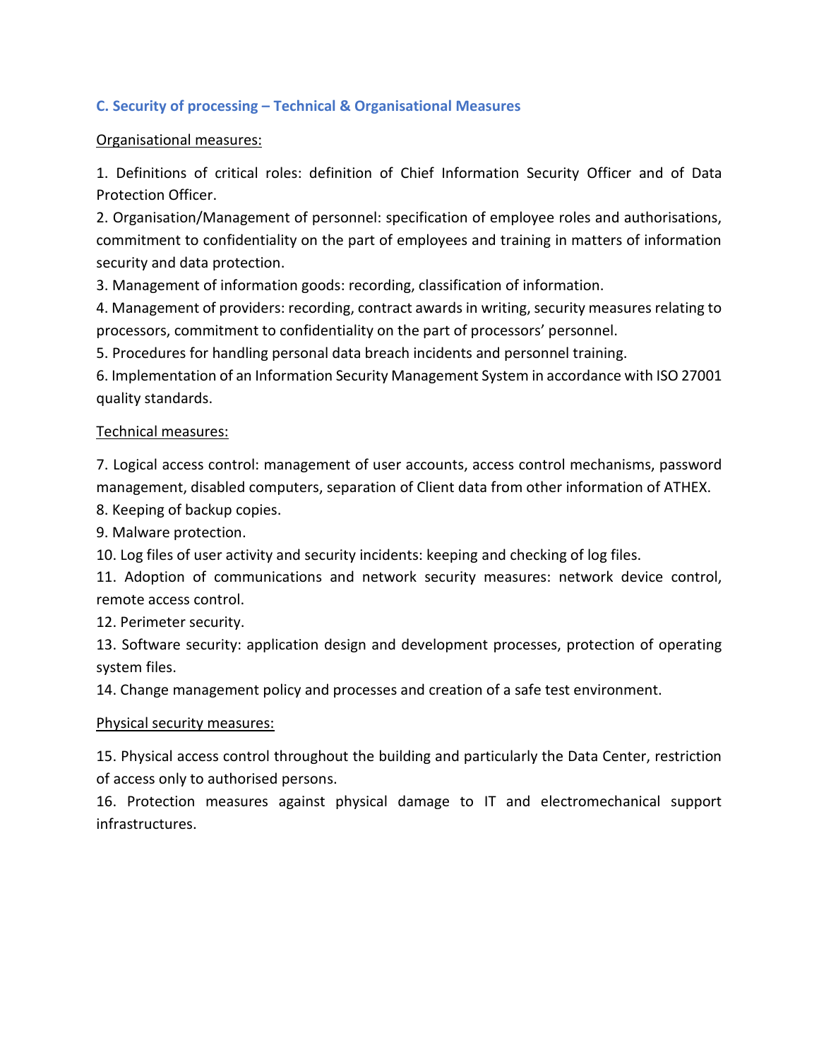### C. Security of processing – Technical & Organisational Measures

Organisational measures:

1. Definitions of critical roles: definition of Chief Information Security Officer and of Data Protection Officer.
2. Organisation/Management of personnel: specification of employee roles and authorisations, commitment to confidentiality on the part of employees and training in matters of information security and data protection.
3. Management of information goods: recording, classification of information.
4. Management of providers: recording, contract awards in writing, security measures relating to processors, commitment to confidentiality on the part of processors' personnel.
5. Procedures for handling personal data breach incidents and personnel training.
6. Implementation of an Information Security Management System in accordance with ISO 27001 quality standards.

Technical measures:

7. Logical access control: management of user accounts, access control mechanisms, password management, disabled computers, separation of Client data from other information of ATHEX.
8. Keeping of backup copies.
9. Malware protection.
10. Log files of user activity and security incidents: keeping and checking of log files.
11. Adoption of communications and network security measures: network device control, remote access control.
12. Perimeter security.
13. Software security: application design and development processes, protection of operating system files.
14. Change management policy and processes and creation of a safe test environment.

Physical security measures:

15. Physical access control throughout the building and particularly the Data Center, restriction of access only to authorised persons.
16. Protection measures against physical damage to IT and electromechanical support infrastructures.